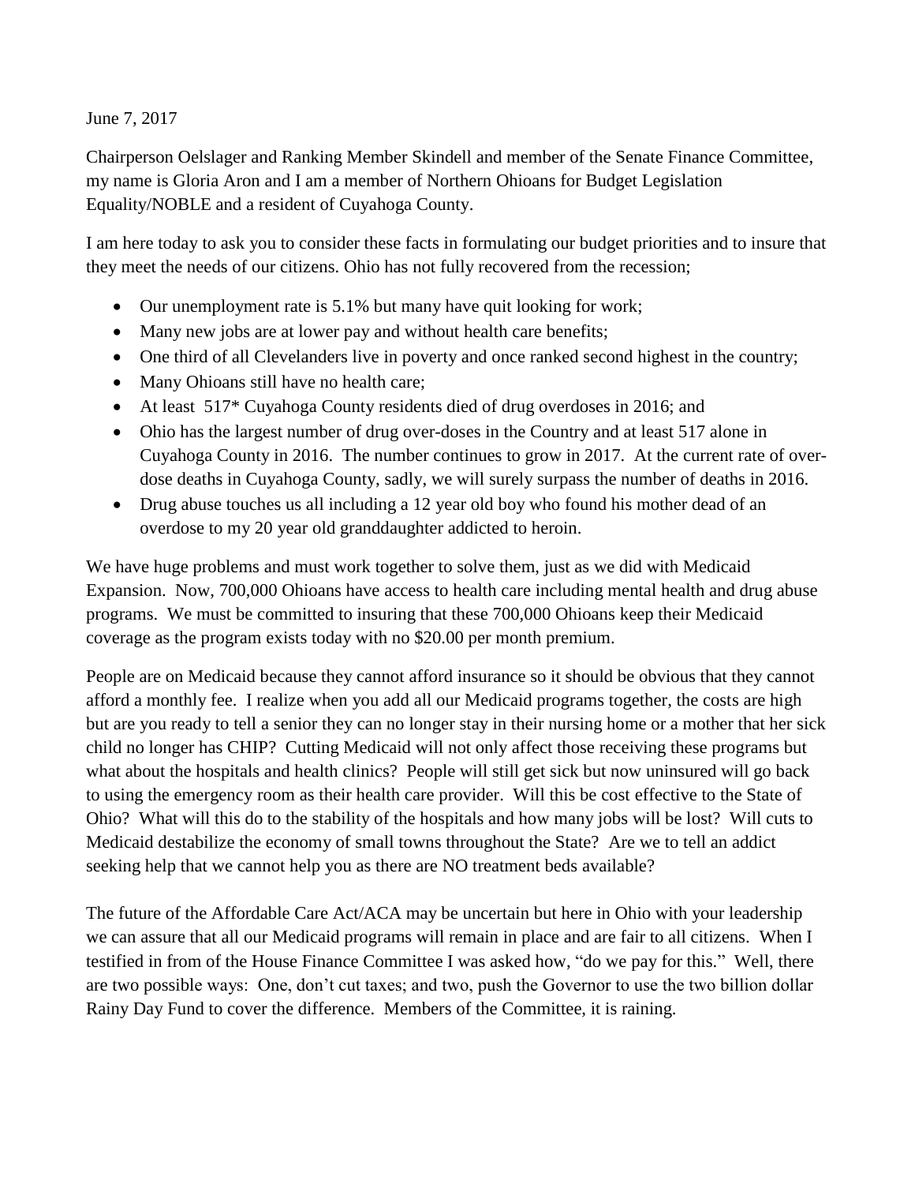June 7, 2017

Chairperson Oelslager and Ranking Member Skindell and member of the Senate Finance Committee, my name is Gloria Aron and I am a member of Northern Ohioans for Budget Legislation Equality/NOBLE and a resident of Cuyahoga County.

I am here today to ask you to consider these facts in formulating our budget priorities and to insure that they meet the needs of our citizens. Ohio has not fully recovered from the recession;

- Our unemployment rate is 5.1% but many have quit looking for work;
- Many new jobs are at lower pay and without health care benefits;
- One third of all Clevelanders live in poverty and once ranked second highest in the country;
- Many Ohioans still have no health care;
- At least 517* Cuyahoga County residents died of drug overdoses in 2016; and
- Ohio has the largest number of drug over-doses in the Country and at least 517 alone in Cuyahoga County in 2016. The number continues to grow in 2017. At the current rate of over-dose deaths in Cuyahoga County, sadly, we will surely surpass the number of deaths in 2016.
- Drug abuse touches us all including a 12 year old boy who found his mother dead of an overdose to my 20 year old granddaughter addicted to heroin.

We have huge problems and must work together to solve them, just as we did with Medicaid Expansion. Now, 700,000 Ohioans have access to health care including mental health and drug abuse programs. We must be committed to insuring that these 700,000 Ohioans keep their Medicaid coverage as the program exists today with no $20.00 per month premium.

People are on Medicaid because they cannot afford insurance so it should be obvious that they cannot afford a monthly fee. I realize when you add all our Medicaid programs together, the costs are high but are you ready to tell a senior they can no longer stay in their nursing home or a mother that her sick child no longer has CHIP? Cutting Medicaid will not only affect those receiving these programs but what about the hospitals and health clinics? People will still get sick but now uninsured will go back to using the emergency room as their health care provider. Will this be cost effective to the State of Ohio? What will this do to the stability of the hospitals and how many jobs will be lost? Will cuts to Medicaid destabilize the economy of small towns throughout the State? Are we to tell an addict seeking help that we cannot help you as there are NO treatment beds available?

The future of the Affordable Care Act/ACA may be uncertain but here in Ohio with your leadership we can assure that all our Medicaid programs will remain in place and are fair to all citizens. When I testified in from of the House Finance Committee I was asked how, "do we pay for this." Well, there are two possible ways: One, don't cut taxes; and two, push the Governor to use the two billion dollar Rainy Day Fund to cover the difference. Members of the Committee, it is raining.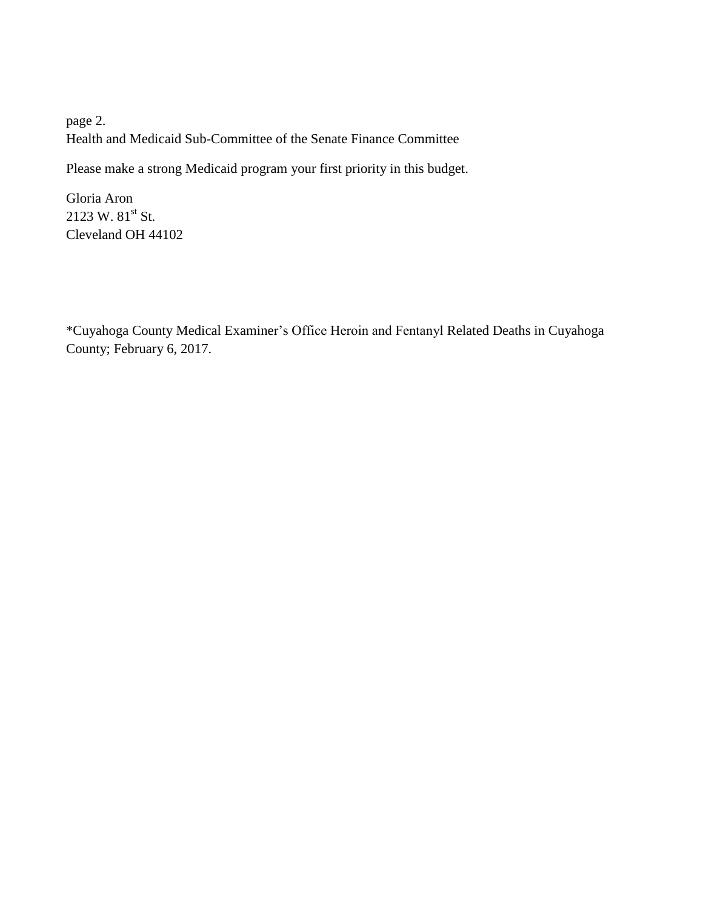Please make a strong Medicaid program your first priority in this budget.

Gloria Aron
2123 W. 81st St.
Cleveland OH 44102

*Cuyahoga County Medical Examiner's Office Heroin and Fentanyl Related Deaths in Cuyahoga County; February 6, 2017.